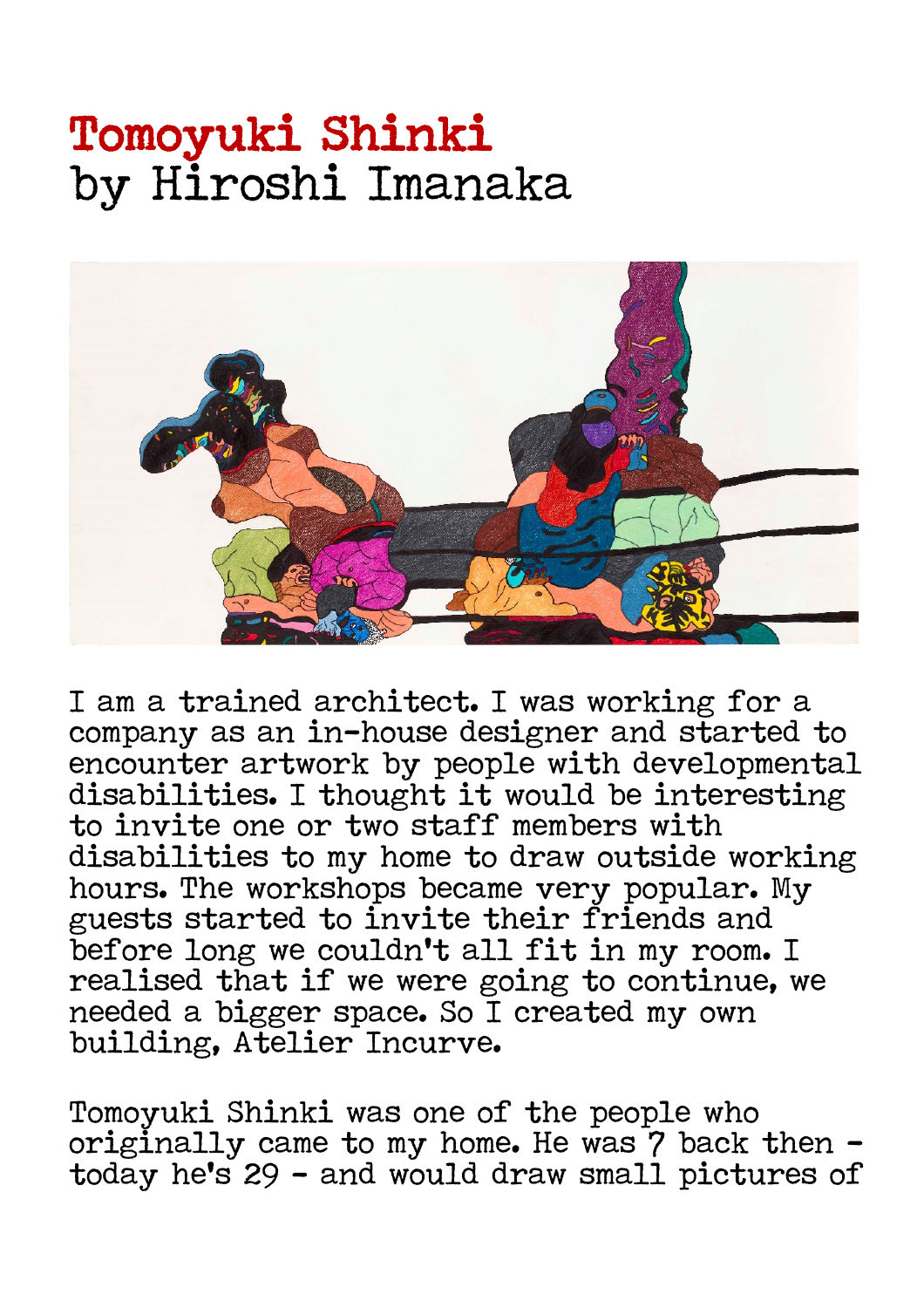# Tomoyuki Shinki
by Hiroshi Imanaka

I am a trained architect. I was working for a company as an in-house designer and started to encounter artwork by people with developmental disabilities. I thought it would be interesting to invite one or two staff members with disabilities to my home to draw outside working hours. The workshops became very popular. My guests started to invite their friends and before long we couldn't all fit in my room. I realised that if we were going to continue, we needed a bigger space. So I created my own building, Atelier Incurve.

Tomoyuki Shinki was one of the people who originally came to my home. He was 7 back then - today he's 29 - and would draw small pictures of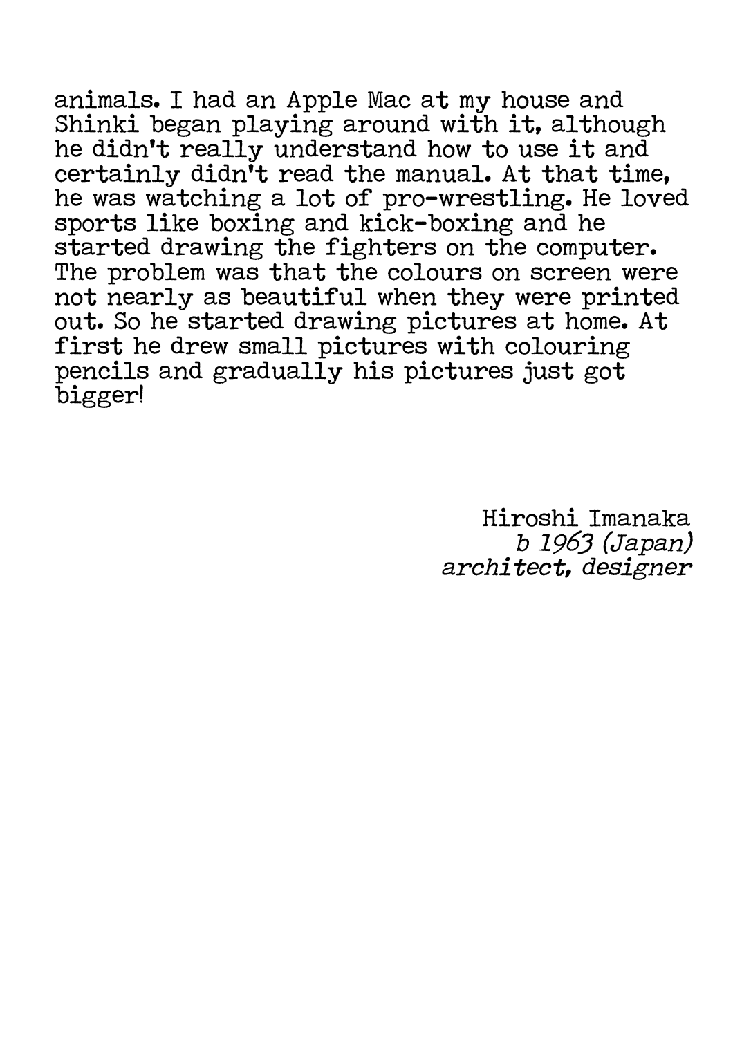animals. I had an Apple Mac at my house and Shinki began playing around with it, although he didn't really understand how to use it and certainly didn't read the manual. At that time, he was watching a lot of pro-wrestling. He loved sports like boxing and kick-boxing and he started drawing the fighters on the computer. The problem was that the colours on screen were not nearly as beautiful when they were printed out. So he started drawing pictures at home. At first he drew small pictures with colouring pencils and gradually his pictures just got bigger!

Hiroshi Imanaka
*b 1963 (Japan)*
*architect, designer*